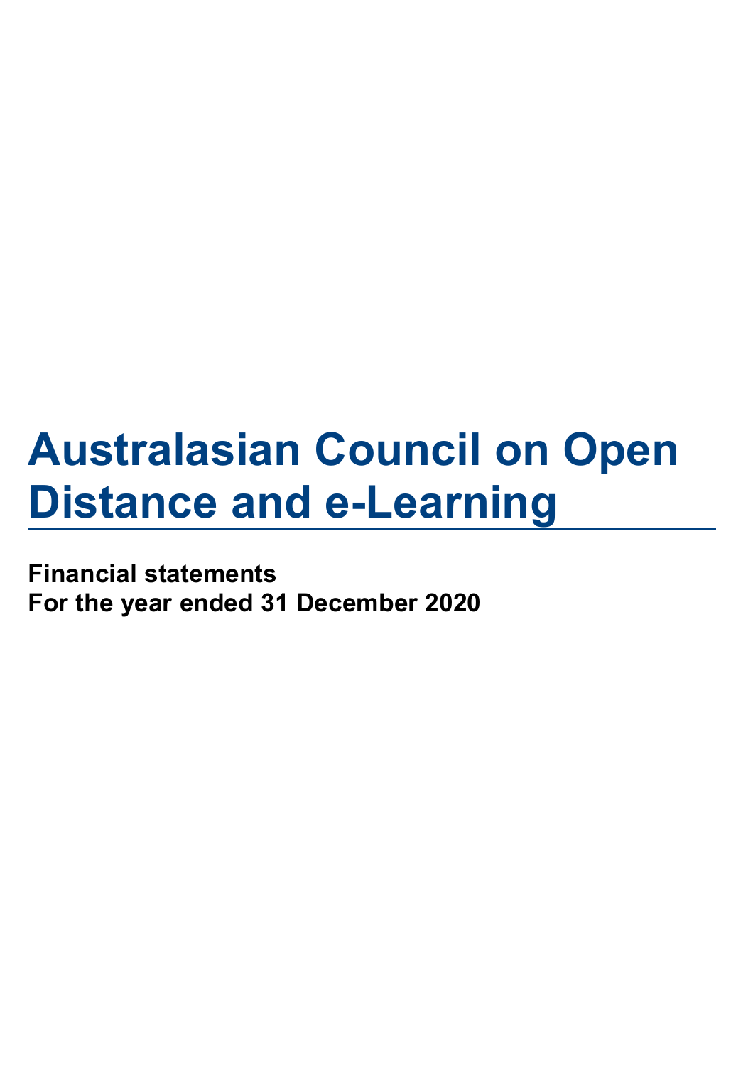# Australasian Council on Open Distance and e-Learning

**Financial statements**
**For the year ended 31 December 2020**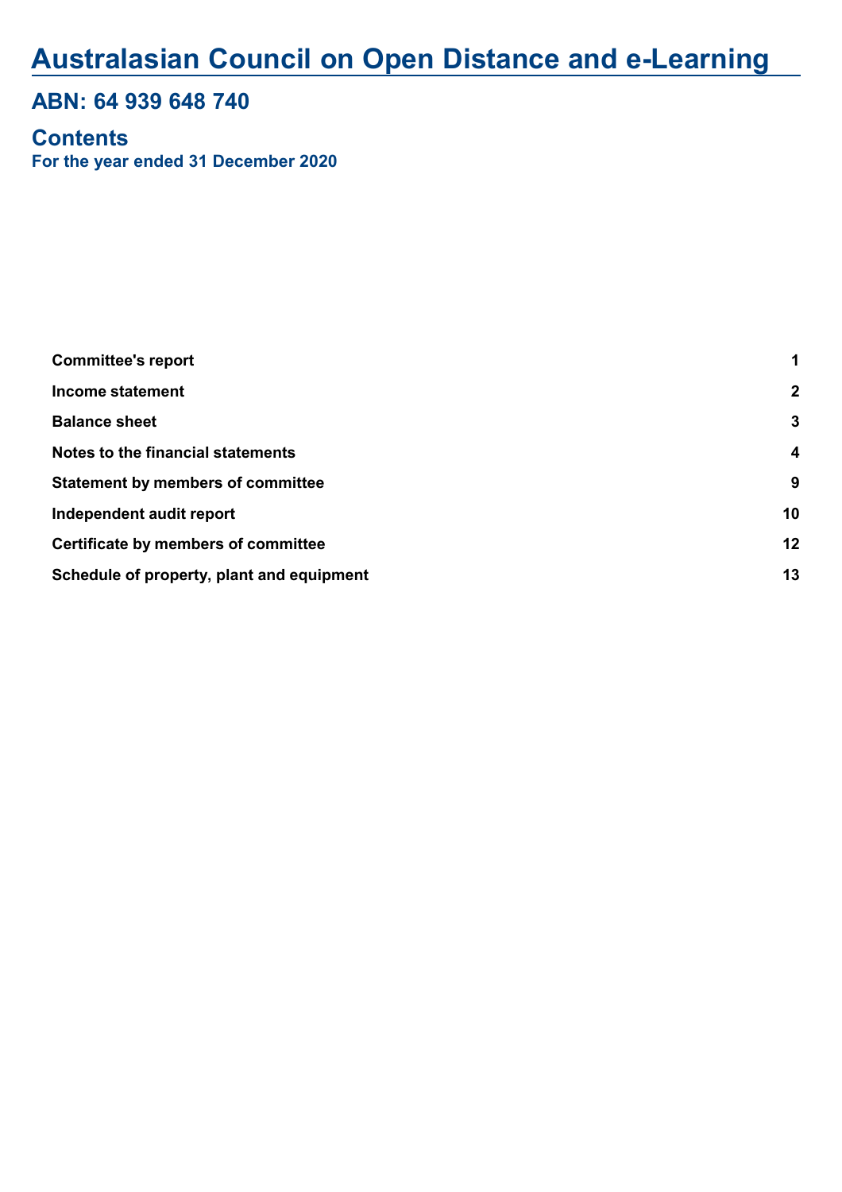# Australasian Council on Open Distance and e-Learning

## ABN: 64 939 648 740

## Contents

**For the year ended 31 December 2020**

| | |
|---|---|
| **Committee's report** | **1** |
| **Income statement** | **2** |
| **Balance sheet** | **3** |
| **Notes to the financial statements** | **4** |
| **Statement by members of committee** | **9** |
| **Independent audit report** | **10** |
| **Certificate by members of committee** | **12** |
| **Schedule of property, plant and equipment** | **13** |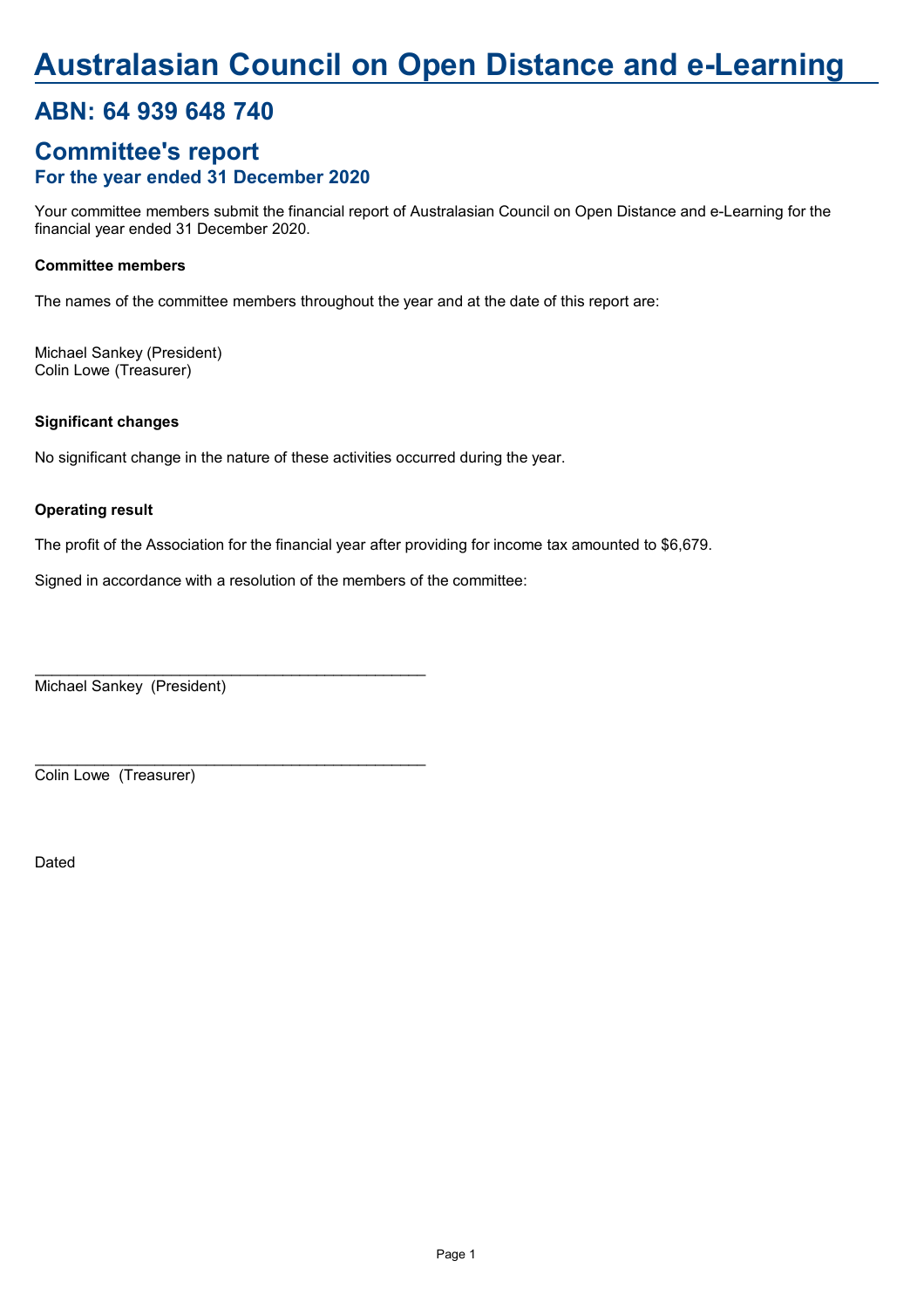# Australasian Council on Open Distance and e-Learning

## ABN: 64 939 648 740

## Committee's report

### For the year ended 31 December 2020

Your committee members submit the financial report of Australasian Council on Open Distance and e-Learning for the financial year ended 31 December 2020.

**Committee members**

The names of the committee members throughout the year and at the date of this report are:

Michael Sankey (President)
Colin Lowe (Treasurer)

**Significant changes**

No significant change in the nature of these activities occurred during the year.

**Operating result**

The profit of the Association for the financial year after providing for income tax amounted to $6,679.

Signed in accordance with a resolution of the members of the committee:

\_\_\_\_\_\_\_\_\_\_\_\_\_\_\_\_\_\_\_\_\_\_\_\_\_\_\_\_\_\_\_\_\_\_\_\_\_\_\_\_\_\_\_\_
Michael Sankey (President)

\_\_\_\_\_\_\_\_\_\_\_\_\_\_\_\_\_\_\_\_\_\_\_\_\_\_\_\_\_\_\_\_\_\_\_\_\_\_\_\_\_\_\_\_
Colin Lowe (Treasurer)

Dated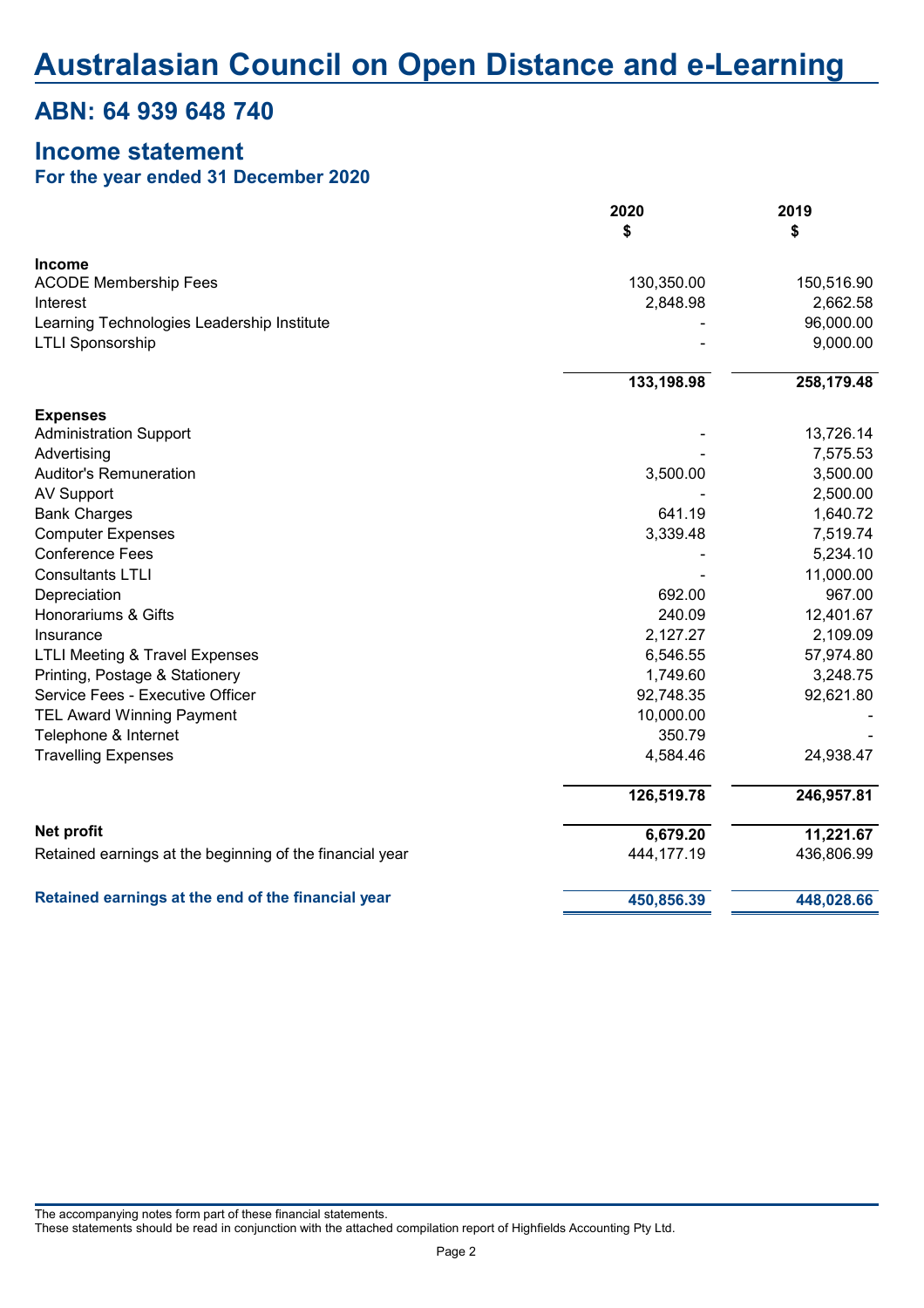# Australasian Council on Open Distance and e-Learning

## ABN: 64 939 648 740

## Income statement

### For the year ended 31 December 2020

| | 2020 $ | 2019 $ |
|---|---:|---:|
| **Income** | | |
| ACODE Membership Fees | 130,350.00 | 150,516.90 |
| Interest | 2,848.98 | 2,662.58 |
| Learning Technologies Leadership Institute | - | 96,000.00 |
| LTLI Sponsorship | - | 9,000.00 |
| | **133,198.98** | **258,179.48** |
| **Expenses** | | |
| Administration Support | - | 13,726.14 |
| Advertising | - | 7,575.53 |
| Auditor's Remuneration | 3,500.00 | 3,500.00 |
| AV Support | - | 2,500.00 |
| Bank Charges | 641.19 | 1,640.72 |
| Computer Expenses | 3,339.48 | 7,519.74 |
| Conference Fees | - | 5,234.10 |
| Consultants LTLI | - | 11,000.00 |
| Depreciation | 692.00 | 967.00 |
| Honorariums & Gifts | 240.09 | 12,401.67 |
| Insurance | 2,127.27 | 2,109.09 |
| LTLI Meeting & Travel Expenses | 6,546.55 | 57,974.80 |
| Printing, Postage & Stationery | 1,749.60 | 3,248.75 |
| Service Fees - Executive Officer | 92,748.35 | 92,621.80 |
| TEL Award Winning Payment | 10,000.00 | - |
| Telephone & Internet | 350.79 | - |
| Travelling Expenses | 4,584.46 | 24,938.47 |
| | **126,519.78** | **246,957.81** |
| **Net profit** | **6,679.20** | **11,221.67** |
| Retained earnings at the beginning of the financial year | 444,177.19 | 436,806.99 |
| **Retained earnings at the end of the financial year** | **450,856.39** | **448,028.66** |

The accompanying notes form part of these financial statements.
These statements should be read in conjunction with the attached compilation report of Highfields Accounting Pty Ltd.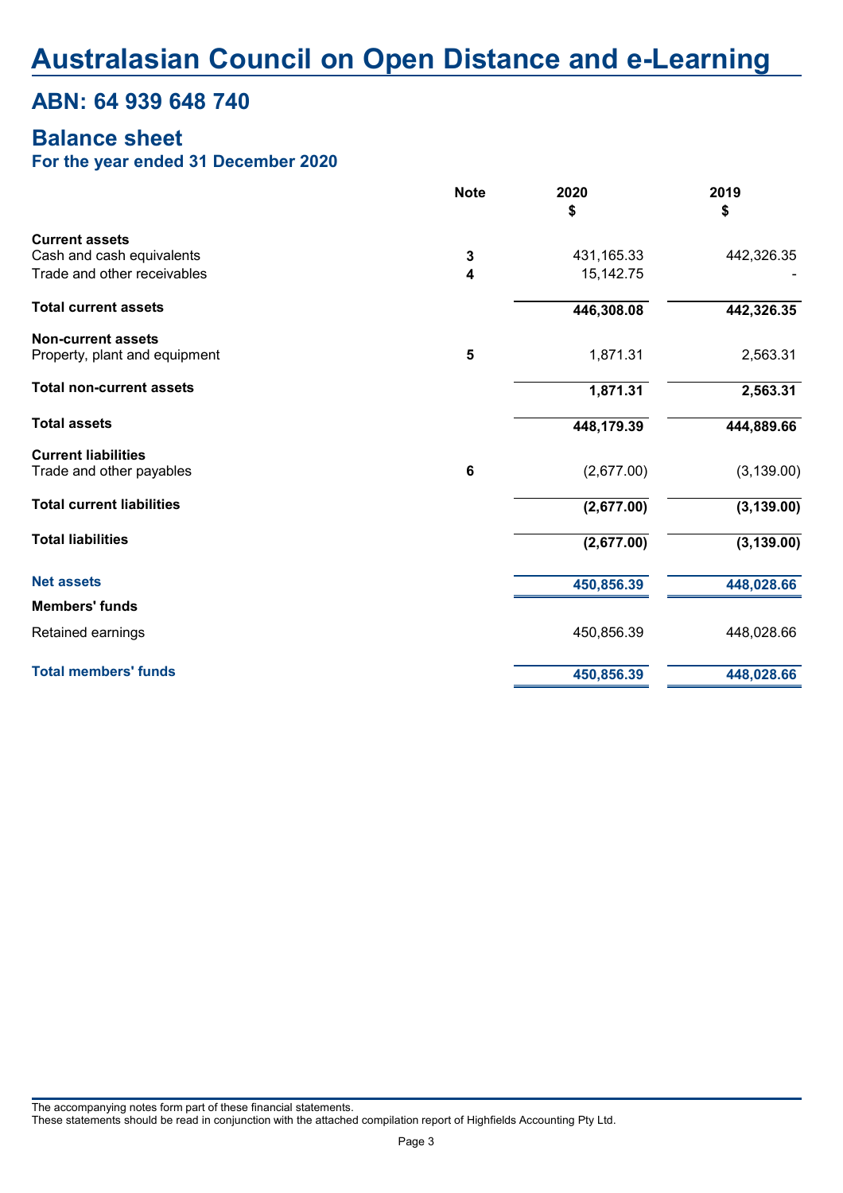# Australasian Council on Open Distance and e-Learning

## ABN: 64 939 648 740

## Balance sheet

### For the year ended 31 December 2020

| | Note | 2020<br>$ | 2019<br>$ |
|---|---|---|---|
| **Current assets** | | | |
| Cash and cash equivalents | **3** | 431,165.33 | 442,326.35 |
| Trade and other receivables | **4** | 15,142.75 | - |
| **Total current assets** | | **446,308.08** | **442,326.35** |
| **Non-current assets** | | | |
| Property, plant and equipment | **5** | 1,871.31 | 2,563.31 |
| **Total non-current assets** | | **1,871.31** | **2,563.31** |
| **Total assets** | | **448,179.39** | **444,889.66** |
| **Current liabilities** | | | |
| Trade and other payables | **6** | (2,677.00) | (3,139.00) |
| **Total current liabilities** | | **(2,677.00)** | **(3,139.00)** |
| **Total liabilities** | | **(2,677.00)** | **(3,139.00)** |
| **Net assets** | | **450,856.39** | **448,028.66** |
| **Members' funds** | | | |
| Retained earnings | | 450,856.39 | 448,028.66 |
| **Total members' funds** | | **450,856.39** | **448,028.66** |

The accompanying notes form part of these financial statements.
These statements should be read in conjunction with the attached compilation report of Highfields Accounting Pty Ltd.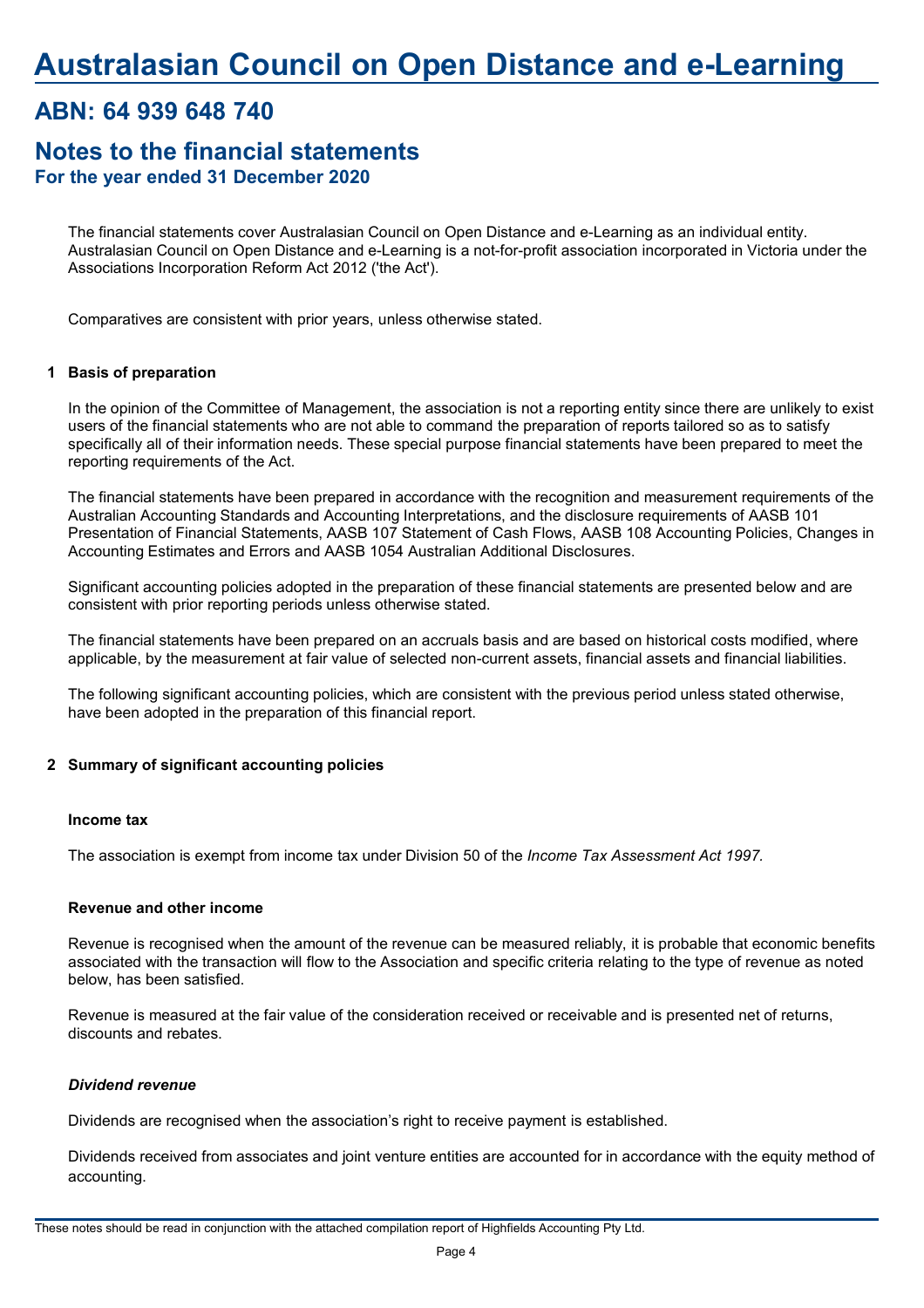# Australasian Council on Open Distance and e-Learning

## ABN: 64 939 648 740

## Notes to the financial statements

### For the year ended 31 December 2020

The financial statements cover Australasian Council on Open Distance and e-Learning as an individual entity. Australasian Council on Open Distance and e-Learning is a not-for-profit association incorporated in Victoria under the Associations Incorporation Reform Act 2012 ('the Act').

Comparatives are consistent with prior years, unless otherwise stated.

**1 Basis of preparation**

In the opinion of the Committee of Management, the association is not a reporting entity since there are unlikely to exist users of the financial statements who are not able to command the preparation of reports tailored so as to satisfy specifically all of their information needs. These special purpose financial statements have been prepared to meet the reporting requirements of the Act.

The financial statements have been prepared in accordance with the recognition and measurement requirements of the Australian Accounting Standards and Accounting Interpretations, and the disclosure requirements of AASB 101 Presentation of Financial Statements, AASB 107 Statement of Cash Flows, AASB 108 Accounting Policies, Changes in Accounting Estimates and Errors and AASB 1054 Australian Additional Disclosures.

Significant accounting policies adopted in the preparation of these financial statements are presented below and are consistent with prior reporting periods unless otherwise stated.

The financial statements have been prepared on an accruals basis and are based on historical costs modified, where applicable, by the measurement at fair value of selected non-current assets, financial assets and financial liabilities.

The following significant accounting policies, which are consistent with the previous period unless stated otherwise, have been adopted in the preparation of this financial report.

**2 Summary of significant accounting policies**

**Income tax**

The association is exempt from income tax under Division 50 of the *Income Tax Assessment Act 1997*.

**Revenue and other income**

Revenue is recognised when the amount of the revenue can be measured reliably, it is probable that economic benefits associated with the transaction will flow to the Association and specific criteria relating to the type of revenue as noted below, has been satisfied.

Revenue is measured at the fair value of the consideration received or receivable and is presented net of returns, discounts and rebates.

***Dividend revenue***

Dividends are recognised when the association's right to receive payment is established.

Dividends received from associates and joint venture entities are accounted for in accordance with the equity method of accounting.

These notes should be read in conjunction with the attached compilation report of Highfields Accounting Pty Ltd.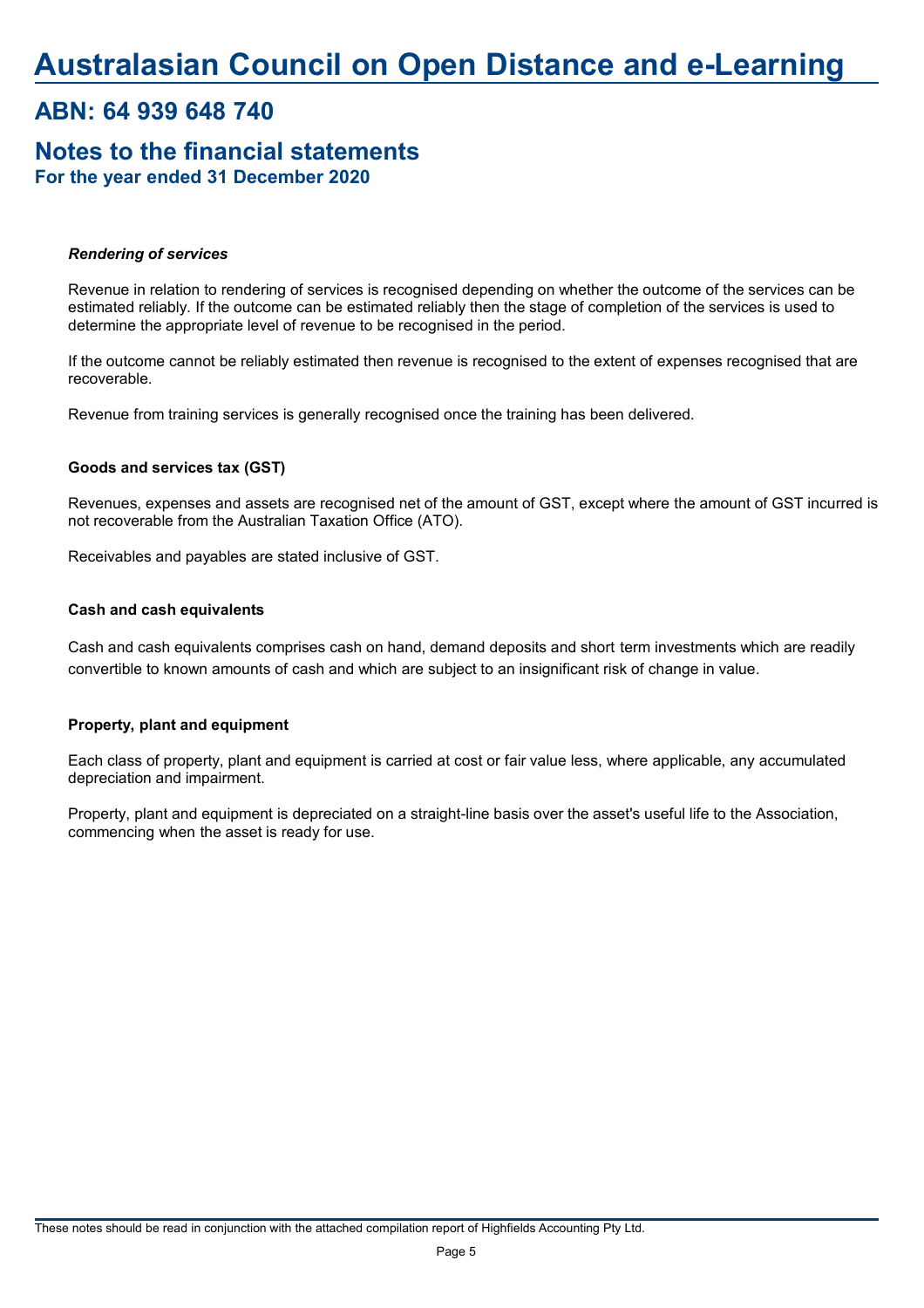# Australasian Council on Open Distance and e-Learning

## ABN: 64 939 648 740

## Notes to the financial statements

**For the year ended 31 December 2020**

***Rendering of services***

Revenue in relation to rendering of services is recognised depending on whether the outcome of the services can be estimated reliably. If the outcome can be estimated reliably then the stage of completion of the services is used to determine the appropriate level of revenue to be recognised in the period.

If the outcome cannot be reliably estimated then revenue is recognised to the extent of expenses recognised that are recoverable.

Revenue from training services is generally recognised once the training has been delivered.

**Goods and services tax (GST)**

Revenues, expenses and assets are recognised net of the amount of GST, except where the amount of GST incurred is not recoverable from the Australian Taxation Office (ATO).

Receivables and payables are stated inclusive of GST.

**Cash and cash equivalents**

Cash and cash equivalents comprises cash on hand, demand deposits and short term investments which are readily convertible to known amounts of cash and which are subject to an insignificant risk of change in value.

**Property, plant and equipment**

Each class of property, plant and equipment is carried at cost or fair value less, where applicable, any accumulated depreciation and impairment.

Property, plant and equipment is depreciated on a straight-line basis over the asset's useful life to the Association, commencing when the asset is ready for use.

These notes should be read in conjunction with the attached compilation report of Highfields Accounting Pty Ltd.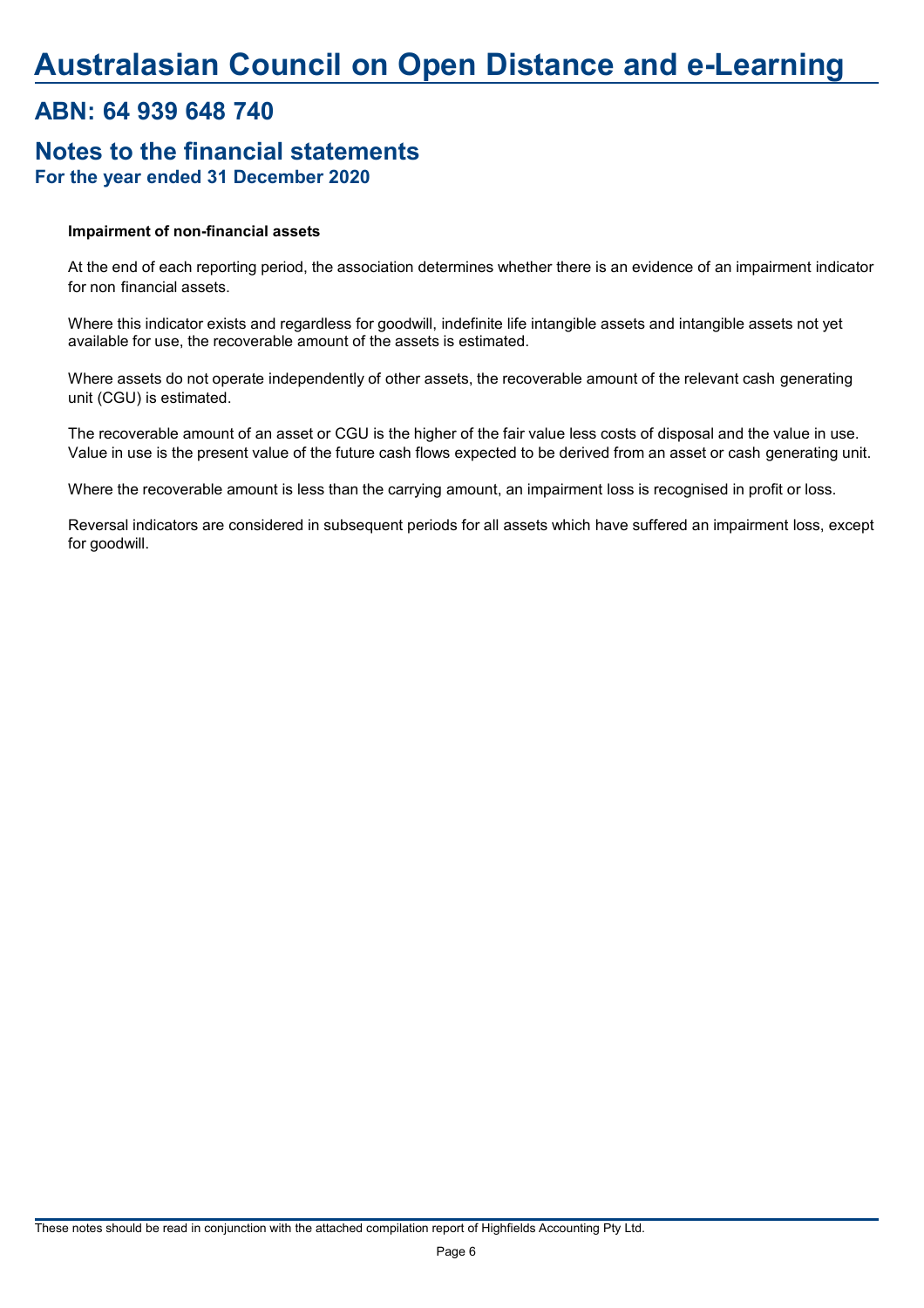# Australasian Council on Open Distance and e-Learning

## ABN: 64 939 648 740

## Notes to the financial statements

### For the year ended 31 December 2020

**Impairment of non-financial assets**

At the end of each reporting period, the association determines whether there is an evidence of an impairment indicator for non financial assets.

Where this indicator exists and regardless for goodwill, indefinite life intangible assets and intangible assets not yet available for use, the recoverable amount of the assets is estimated.

Where assets do not operate independently of other assets, the recoverable amount of the relevant cash generating unit (CGU) is estimated.

The recoverable amount of an asset or CGU is the higher of the fair value less costs of disposal and the value in use. Value in use is the present value of the future cash flows expected to be derived from an asset or cash generating unit.

Where the recoverable amount is less than the carrying amount, an impairment loss is recognised in profit or loss.

Reversal indicators are considered in subsequent periods for all assets which have suffered an impairment loss, except for goodwill.

These notes should be read in conjunction with the attached compilation report of Highfields Accounting Pty Ltd.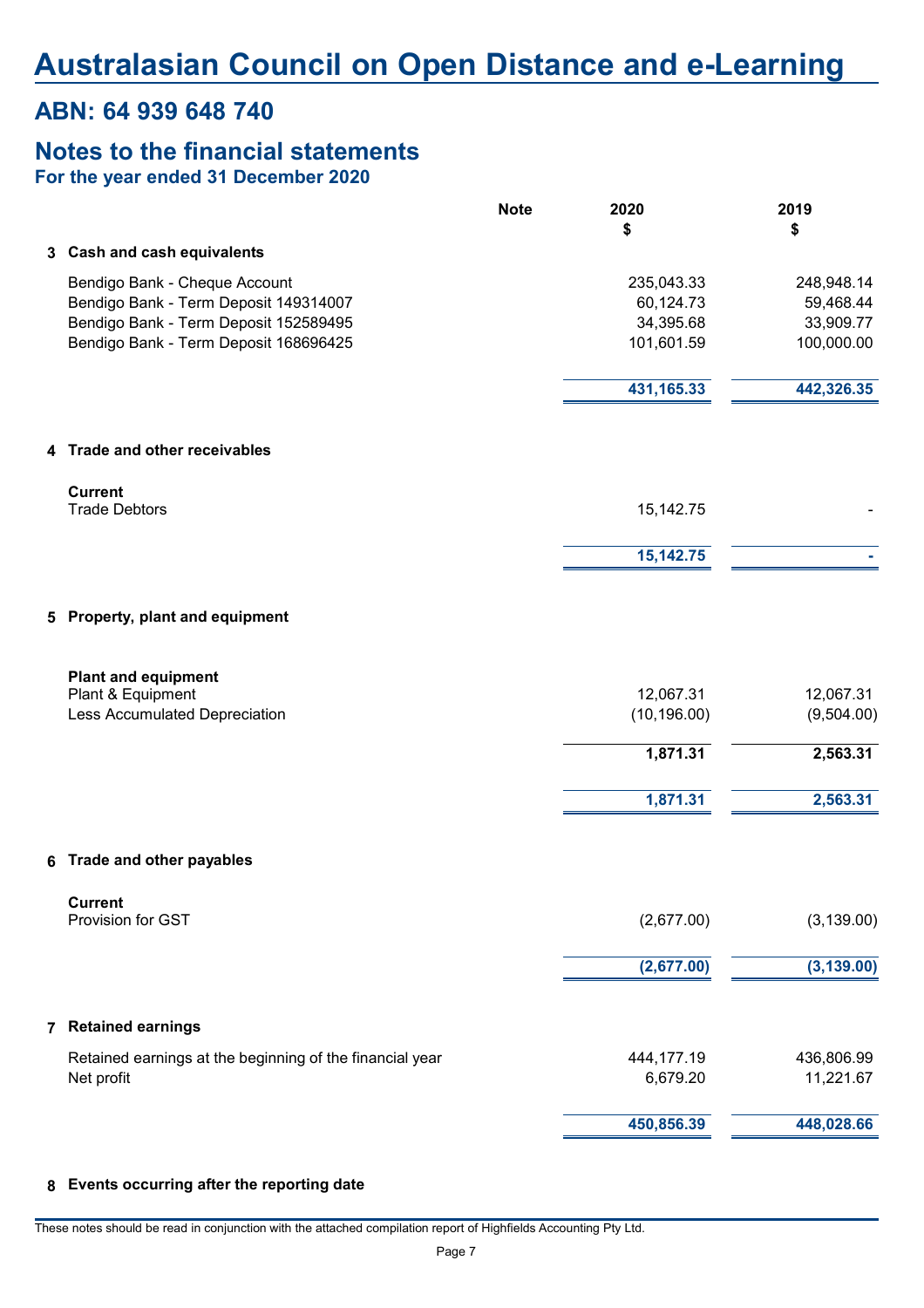# Australasian Council on Open Distance and e-Learning

## ABN: 64 939 648 740

## Notes to the financial statements

### For the year ended 31 December 2020

| | Note | 2020<br>$ | 2019<br>$ |
|---|---|---|---|
| **3 Cash and cash equivalents** | | | |
| Bendigo Bank - Cheque Account | | 235,043.33 | 248,948.14 |
| Bendigo Bank - Term Deposit 149314007 | | 60,124.73 | 59,468.44 |
| Bendigo Bank - Term Deposit 152589495 | | 34,395.68 | 33,909.77 |
| Bendigo Bank - Term Deposit 168696425 | | 101,601.59 | 100,000.00 |
| | | **431,165.33** | **442,326.35** |
| **4 Trade and other receivables** | | | |
| **Current** | | | |
| Trade Debtors | | 15,142.75 | - |
| | | **15,142.75** | **-** |
| **5 Property, plant and equipment** | | | |
| **Plant and equipment** | | | |
| Plant & Equipment | | 12,067.31 | 12,067.31 |
| Less Accumulated Depreciation | | (10,196.00) | (9,504.00) |
| | | **1,871.31** | **2,563.31** |
| | | **1,871.31** | **2,563.31** |
| **6 Trade and other payables** | | | |
| **Current** | | | |
| Provision for GST | | (2,677.00) | (3,139.00) |
| | | **(2,677.00)** | **(3,139.00)** |
| **7 Retained earnings** | | | |
| Retained earnings at the beginning of the financial year | | 444,177.19 | 436,806.99 |
| Net profit | | 6,679.20 | 11,221.67 |
| | | **450,856.39** | **448,028.66** |

**8 Events occurring after the reporting date**

These notes should be read in conjunction with the attached compilation report of Highfields Accounting Pty Ltd.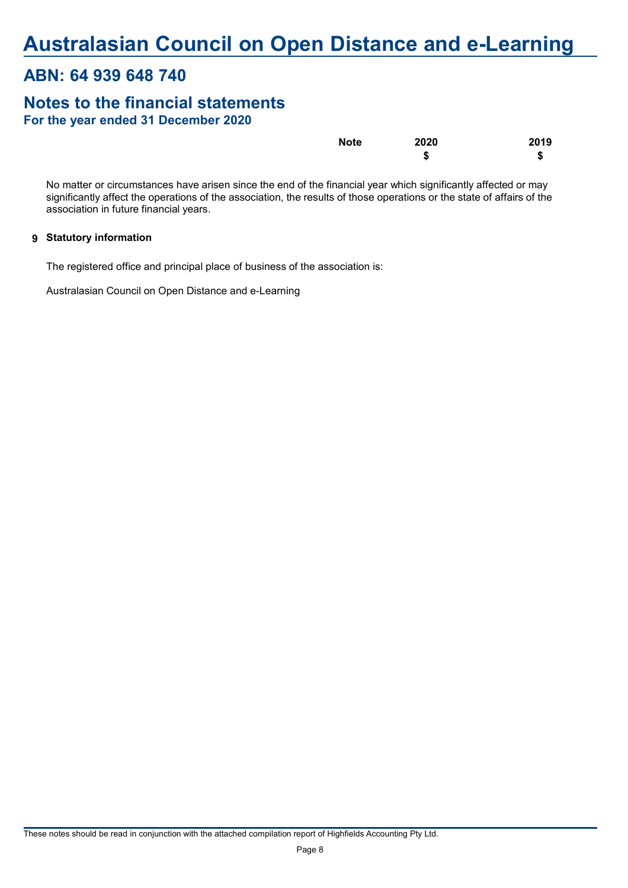# Australasian Council on Open Distance and e-Learning

## ABN: 64 939 648 740

## Notes to the financial statements

### For the year ended 31 December 2020

| | Note | 2020 | 2019 |
|---|---|---|---|
| | | $ | $ |

No matter or circumstances have arisen since the end of the financial year which significantly affected or may significantly affect the operations of the association, the results of those operations or the state of affairs of the association in future financial years.

**9 Statutory information**

The registered office and principal place of business of the association is:

Australasian Council on Open Distance and e-Learning

These notes should be read in conjunction with the attached compilation report of Highfields Accounting Pty Ltd.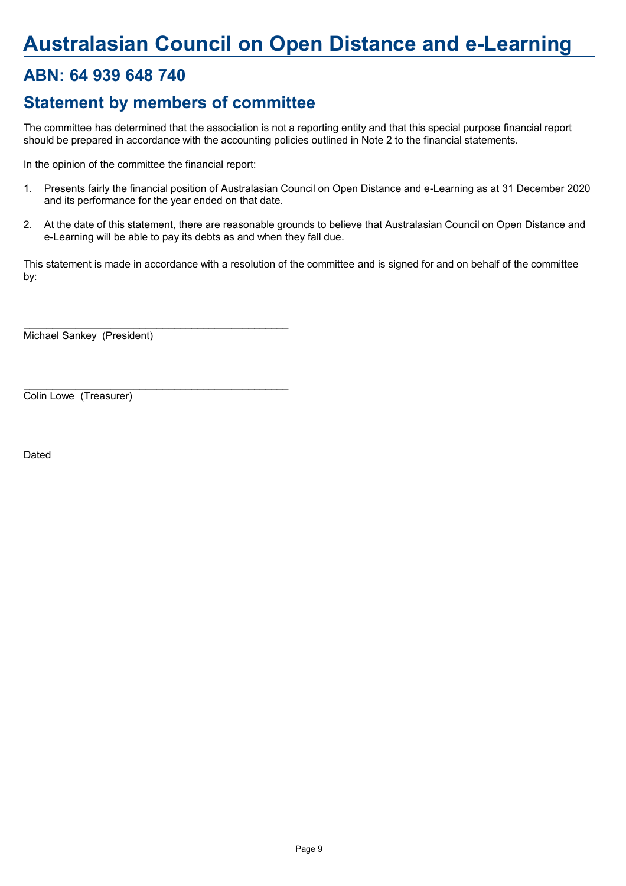# Australasian Council on Open Distance and e-Learning

## ABN: 64 939 648 740

## Statement by members of committee

The committee has determined that the association is not a reporting entity and that this special purpose financial report should be prepared in accordance with the accounting policies outlined in Note 2 to the financial statements.

In the opinion of the committee the financial report:

1. Presents fairly the financial position of Australasian Council on Open Distance and e-Learning as at 31 December 2020 and its performance for the year ended on that date.

2. At the date of this statement, there are reasonable grounds to believe that Australasian Council on Open Distance and e-Learning will be able to pay its debts as and when they fall due.

This statement is made in accordance with a resolution of the committee and is signed for and on behalf of the committee by:

\_\_\_\_\_\_\_\_\_\_\_\_\_\_\_\_\_\_\_\_\_\_\_\_\_\_\_\_\_\_\_\_\_\_\_\_\_\_\_\_\_\_\_\_
Michael Sankey (President)

\_\_\_\_\_\_\_\_\_\_\_\_\_\_\_\_\_\_\_\_\_\_\_\_\_\_\_\_\_\_\_\_\_\_\_\_\_\_\_\_\_\_\_\_
Colin Lowe (Treasurer)

Dated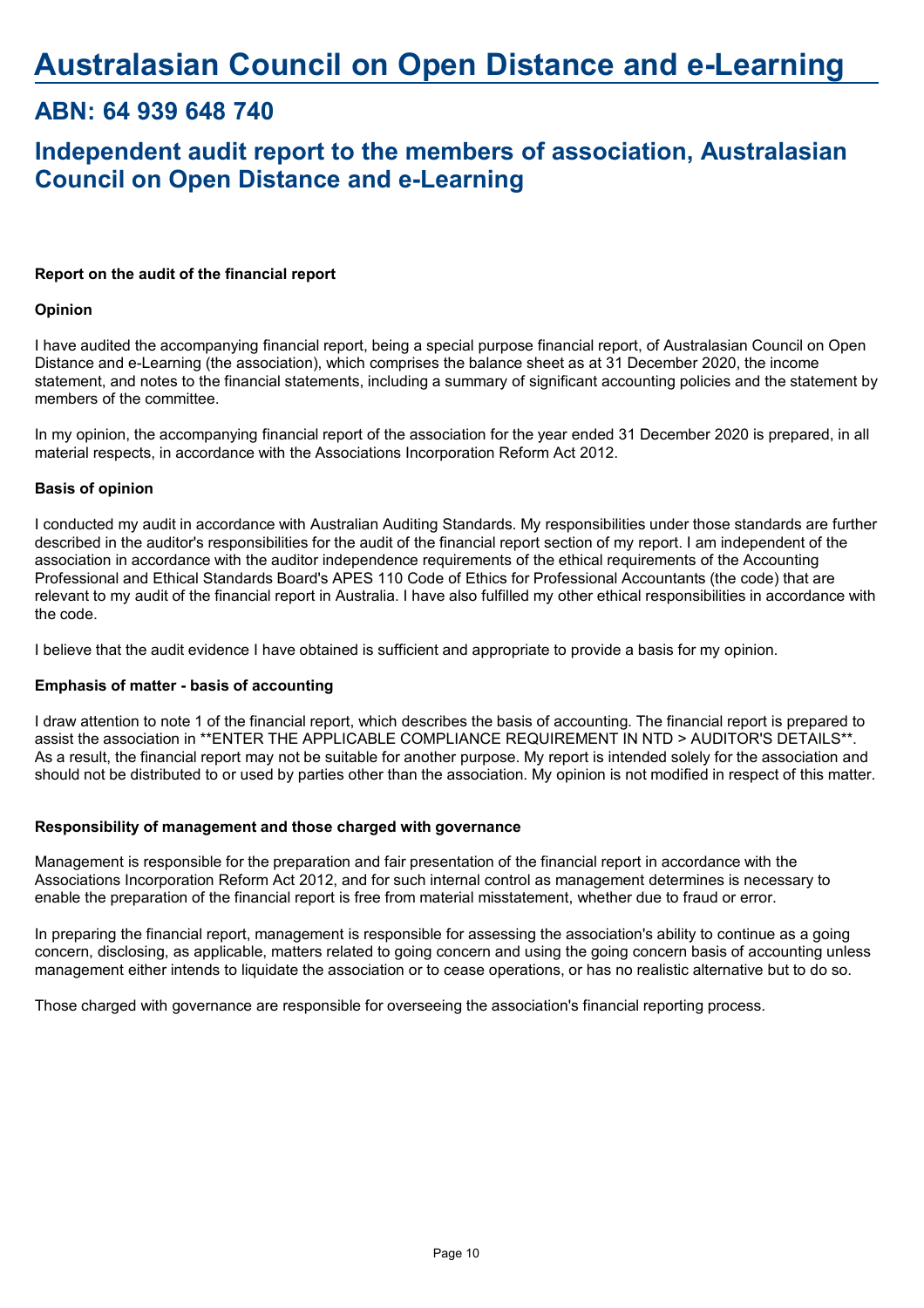# Australasian Council on Open Distance and e-Learning

## ABN: 64 939 648 740

## Independent audit report to the members of association, Australasian Council on Open Distance and e-Learning

**Report on the audit of the financial report**

**Opinion**

I have audited the accompanying financial report, being a special purpose financial report, of Australasian Council on Open Distance and e-Learning (the association), which comprises the balance sheet as at 31 December 2020, the income statement, and notes to the financial statements, including a summary of significant accounting policies and the statement by members of the committee.

In my opinion, the accompanying financial report of the association for the year ended 31 December 2020 is prepared, in all material respects, in accordance with the Associations Incorporation Reform Act 2012.

**Basis of opinion**

I conducted my audit in accordance with Australian Auditing Standards. My responsibilities under those standards are further described in the auditor's responsibilities for the audit of the financial report section of my report. I am independent of the association in accordance with the auditor independence requirements of the ethical requirements of the Accounting Professional and Ethical Standards Board's APES 110 Code of Ethics for Professional Accountants (the code) that are relevant to my audit of the financial report in Australia. I have also fulfilled my other ethical responsibilities in accordance with the code.

I believe that the audit evidence I have obtained is sufficient and appropriate to provide a basis for my opinion.

**Emphasis of matter - basis of accounting**

I draw attention to note 1 of the financial report, which describes the basis of accounting. The financial report is prepared to assist the association in **ENTER THE APPLICABLE COMPLIANCE REQUIREMENT IN NTD > AUDITOR'S DETAILS**. As a result, the financial report may not be suitable for another purpose. My report is intended solely for the association and should not be distributed to or used by parties other than the association. My opinion is not modified in respect of this matter.

**Responsibility of management and those charged with governance**

Management is responsible for the preparation and fair presentation of the financial report in accordance with the Associations Incorporation Reform Act 2012, and for such internal control as management determines is necessary to enable the preparation of the financial report is free from material misstatement, whether due to fraud or error.

In preparing the financial report, management is responsible for assessing the association's ability to continue as a going concern, disclosing, as applicable, matters related to going concern and using the going concern basis of accounting unless management either intends to liquidate the association or to cease operations, or has no realistic alternative but to do so.

Those charged with governance are responsible for overseeing the association's financial reporting process.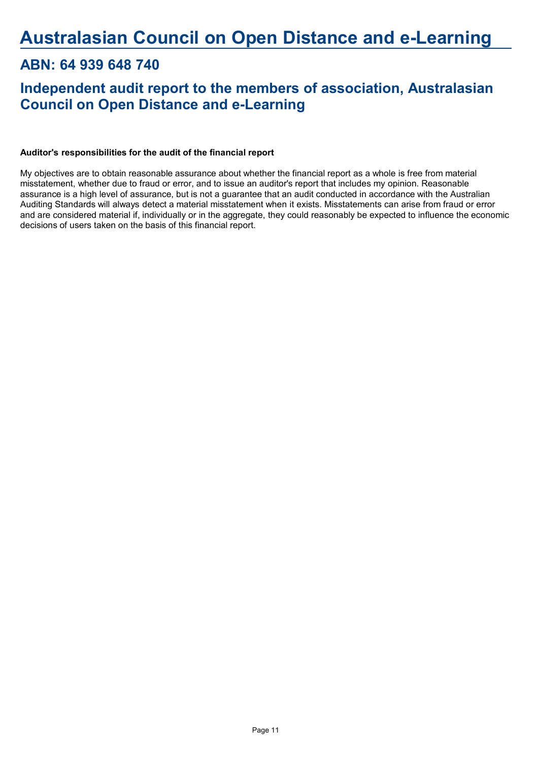# Australasian Council on Open Distance and e-Learning

## ABN: 64 939 648 740

## Independent audit report to the members of association, Australasian Council on Open Distance and e-Learning

**Auditor's responsibilities for the audit of the financial report**

My objectives are to obtain reasonable assurance about whether the financial report as a whole is free from material misstatement, whether due to fraud or error, and to issue an auditor's report that includes my opinion. Reasonable assurance is a high level of assurance, but is not a guarantee that an audit conducted in accordance with the Australian Auditing Standards will always detect a material misstatement when it exists. Misstatements can arise from fraud or error and are considered material if, individually or in the aggregate, they could reasonably be expected to influence the economic decisions of users taken on the basis of this financial report.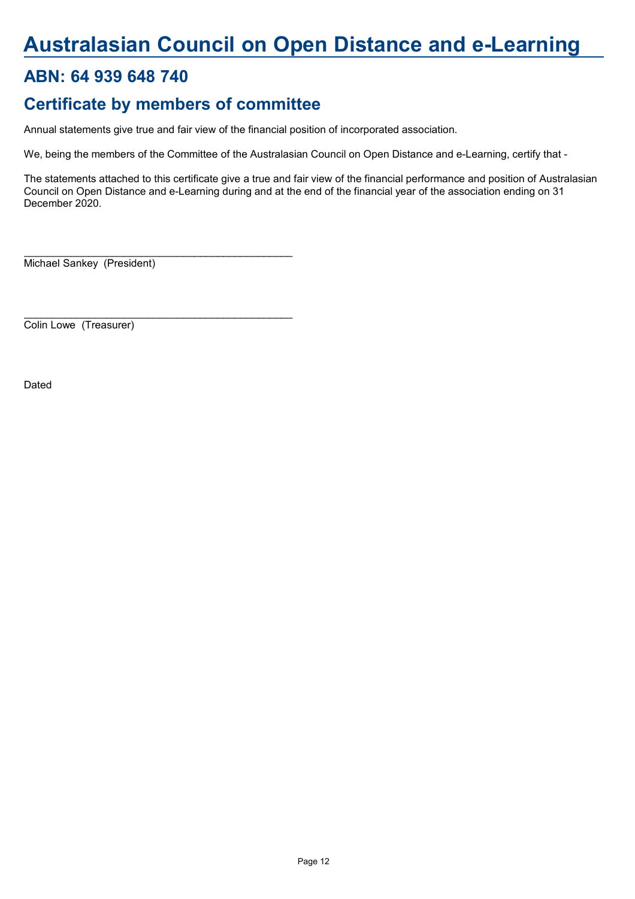# Australasian Council on Open Distance and e-Learning

## ABN: 64 939 648 740

## Certificate by members of committee

Annual statements give true and fair view of the financial position of incorporated association.

We, being the members of the Committee of the Australasian Council on Open Distance and e-Learning, certify that -

The statements attached to this certificate give a true and fair view of the financial performance and position of Australasian Council on Open Distance and e-Learning during and at the end of the financial year of the association ending on 31 December 2020.

_______________________________________________

Michael Sankey (President)

_______________________________________________

Colin Lowe (Treasurer)

Dated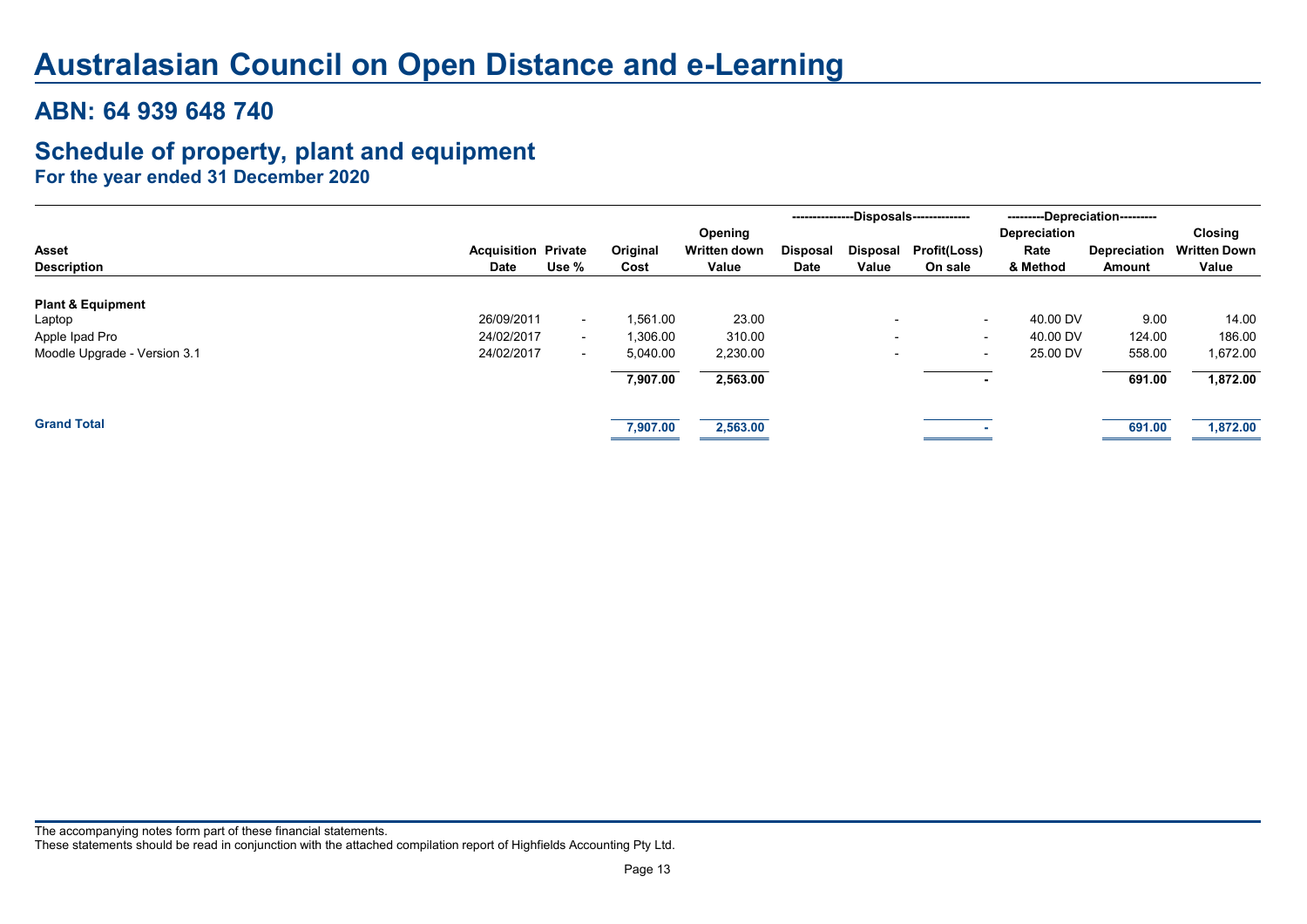# Australasian Council on Open Distance and e-Learning

## ABN: 64 939 648 740

## Schedule of property, plant and equipment

### For the year ended 31 December 2020

| | | | | | ---Disposals--- | | | ---Depreciation--- | | |
|---|---|---|---|---|---|---|---|---|---|---|
| Asset Description | Acquisition Date | Private Use % | Original Cost | Opening Written down Value | Disposal Date | Disposal Value | Profit(Loss) On sale | Depreciation Rate & Method | Depreciation Amount | Closing Written Down Value |
| **Plant & Equipment** | | | | | | | | | | |
| Laptop | 26/09/2011 | - | 1,561.00 | 23.00 | | - | - | 40.00 DV | 9.00 | 14.00 |
| Apple Ipad Pro | 24/02/2017 | - | 1,306.00 | 310.00 | | - | - | 40.00 DV | 124.00 | 186.00 |
| Moodle Upgrade - Version 3.1 | 24/02/2017 | - | 5,040.00 | 2,230.00 | | - | - | 25.00 DV | 558.00 | 1,672.00 |
| | | | **7,907.00** | **2,563.00** | | | **-** | | **691.00** | **1,872.00** |
| **Grand Total** | | | **7,907.00** | **2,563.00** | | | **-** | | **691.00** | **1,872.00** |

The accompanying notes form part of these financial statements.
These statements should be read in conjunction with the attached compilation report of Highfields Accounting Pty Ltd.